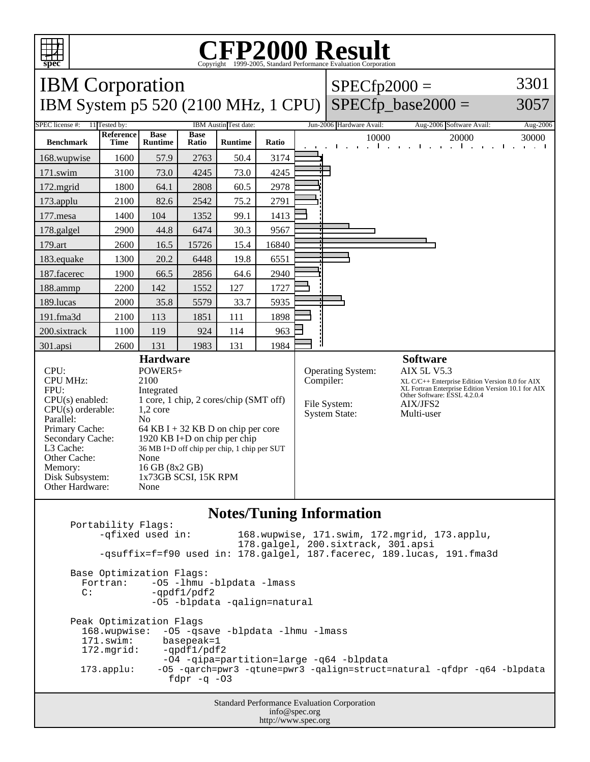# CFP2000 Result

Copyright 1999-2005, Standard Performance Evaluation Corporation

## IBM Corporation
## IBM System p5 520 (2100 MHz, 1 CPU)

SPECfp2000 = 3301
SPECfp_base2000 = 3057

| SPEC license #: | 11 | Tested by: | IBM Austin | Test date: | Jun-2006 | Hardware Avail: | Aug-2006 | Software Avail: | Aug-2006 |
|---|---|---|---|---|---|---|---|---|---|

| Benchmark | Reference Time | Base Runtime | Base Ratio | Runtime | Ratio |
|---|---|---|---|---|---|
| 168.wupwise | 1600 | 57.9 | 2763 | 50.4 | 3174 |
| 171.swim | 3100 | 73.0 | 4245 | 73.0 | 4245 |
| 172.mgrid | 1800 | 64.1 | 2808 | 60.5 | 2978 |
| 173.applu | 2100 | 82.6 | 2542 | 75.2 | 2791 |
| 177.mesa | 1400 | 104 | 1352 | 99.1 | 1413 |
| 178.galgel | 2900 | 44.8 | 6474 | 30.3 | 9567 |
| 179.art | 2600 | 16.5 | 15726 | 15.4 | 16840 |
| 183.equake | 1300 | 20.2 | 6448 | 19.8 | 6551 |
| 187.facerec | 1900 | 66.5 | 2856 | 64.6 | 2940 |
| 188.ammp | 2200 | 142 | 1552 | 127 | 1727 |
| 189.lucas | 2000 | 35.8 | 5579 | 33.7 | 5935 |
| 191.fma3d | 2100 | 113 | 1851 | 111 | 1898 |
| 200.sixtrack | 1100 | 119 | 924 | 114 | 963 |
| 301.apsi | 2600 | 131 | 1983 | 131 | 1984 |

### Hardware

| | |
|---|---|
| CPU: | POWER5+ |
| CPU MHz: | 2100 |
| FPU: | Integrated |
| CPU(s) enabled: | 1 core, 1 chip, 2 cores/chip (SMT off) |
| CPU(s) orderable: | 1,2 core |
| Parallel: | No |
| Primary Cache: | 64 KB I + 32 KB D on chip per core |
| Secondary Cache: | 1920 KB I+D on chip per chip |
| L3 Cache: | 36 MB I+D off chip per chip, 1 chip per SUT |
| Other Cache: | None |
| Memory: | 16 GB (8x2 GB) |
| Disk Subsystem: | 1x73GB SCSI, 15K RPM |
| Other Hardware: | None |

### Software

| | |
|---|---|
| Operating System: | AIX 5L V5.3 |
| Compiler: | XL C/C++ Enterprise Edition Version 8.0 for AIX<br>XL Fortran Enterprise Edition Version 10.1 for AIX<br>Other Software: ESSL 4.2.0.4 |
| File System: | AIX/JFS2 |
| System State: | Multi-user |

## Notes/Tuning Information

```
Portability Flags:
     -qfixed used in:        168.wupwise, 171.swim, 172.mgrid, 173.applu,
                             178.galgel, 200.sixtrack, 301.apsi
     -qsuffix=f=f90 used in: 178.galgel, 187.facerec, 189.lucas, 191.fma3d

Base Optimization Flags:
  Fortran:    -O5 -lhmu -blpdata -lmass
  C:          -qpdf1/pdf2
              -O5 -blpdata -qalign=natural

Peak Optimization Flags
  168.wupwise:  -O5 -qsave -blpdata -lhmu -lmass
  171.swim:     basepeak=1
  172.mgrid:    -qpdf1/pdf2
                -O4 -qipa=partition=large -q64 -blpdata
  173.applu:    -O5 -qarch=pwr3 -qtune=pwr3 -qalign=struct=natural -qfdpr -q64 -blpdata
                 fdpr -q -O3
```

Standard Performance Evaluation Corporation
info@spec.org
http://www.spec.org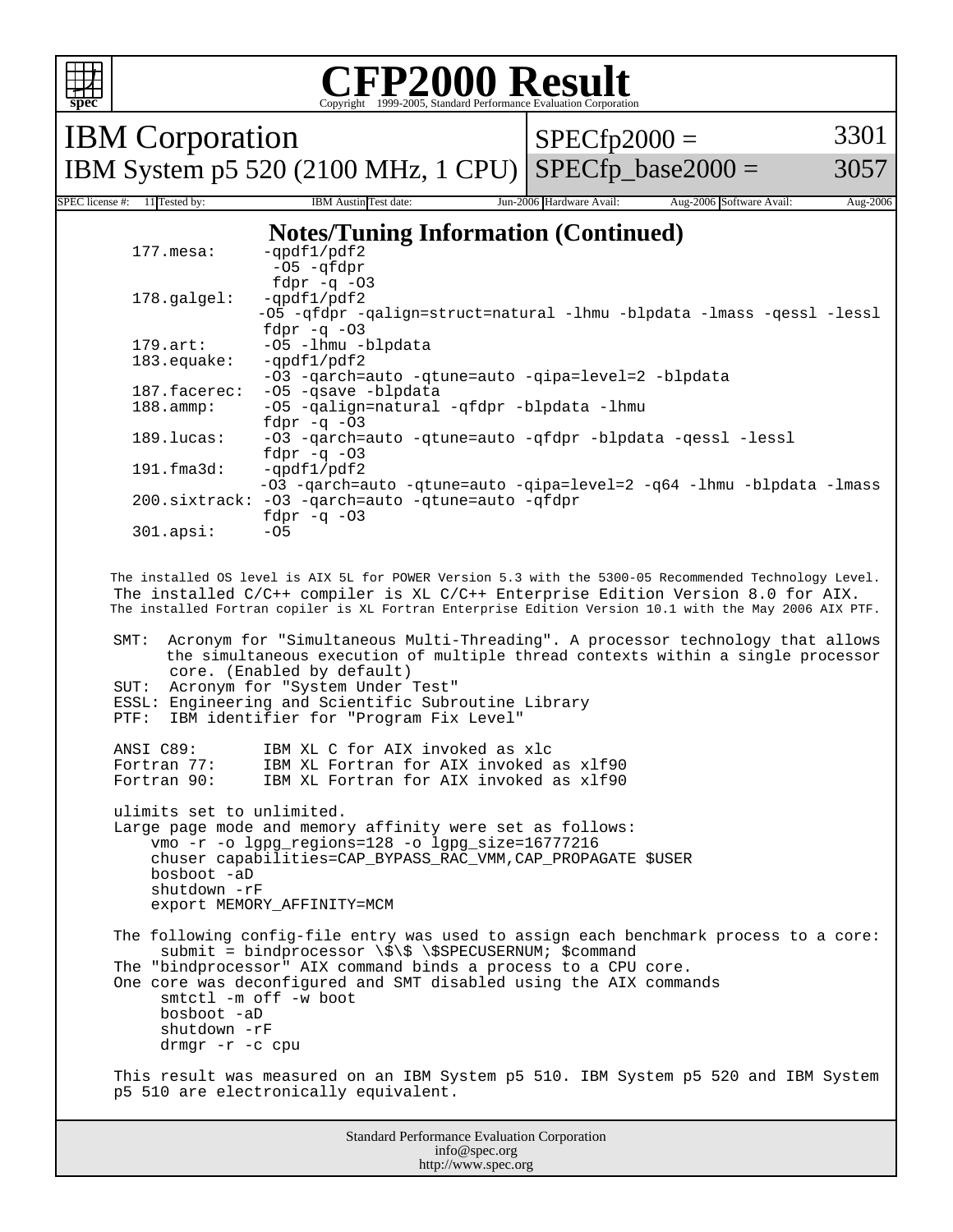# CFP2000 Result

Copyright 1999-2005, Standard Performance Evaluation Corporation

**IBM Corporation**

**IBM System p5 520 (2100 MHz, 1 CPU)**

SPECfp2000 = 3301

SPECfp_base2000 = 3057

| SPEC license #: | 11 | Tested by: | IBM Austin | Test date: | Jun-2006 | Hardware Avail: | Aug-2006 | Software Avail: | Aug-2006 |
|---|---|---|---|---|---|---|---|---|---|

## Notes/Tuning Information (Continued)

```
177.mesa:      -qpdf1/pdf2
                -O5 -qfdpr
                fdpr -q -O3
178.galgel:    -qpdf1/pdf2
               -O5 -qfdpr -qalign=struct=natural -lhmu -blpdata -lmass -qessl -lessl
               fdpr -q -O3
179.art:       -O5 -lhmu -blpdata
183.equake:    -qpdf1/pdf2
               -O3 -qarch=auto -qtune=auto -qipa=level=2 -blpdata
187.facerec:   -O5 -qsave -blpdata
188.ammp:      -O5 -qalign=natural -qfdpr -blpdata -lhmu
               fdpr -q -O3
189.lucas:     -O3 -qarch=auto -qtune=auto -qfdpr -blpdata -qessl -lessl
               fdpr -q -O3
191.fma3d:     -qpdf1/pdf2
               -O3 -qarch=auto -qtune=auto -qipa=level=2 -q64 -lhmu -blpdata -lmass
200.sixtrack:  -O3 -qarch=auto -qtune=auto -qfdpr
               fdpr -q -O3
301.apsi:      -O5
```

The installed OS level is AIX 5L for POWER Version 5.3 with the 5300-05 Recommended Technology Level.
The installed C/C++ compiler is XL C/C++ Enterprise Edition Version 8.0 for AIX.
The installed Fortran copiler is XL Fortran Enterprise Edition Version 10.1 with the May 2006 AIX PTF.

SMT: Acronym for "Simultaneous Multi-Threading". A processor technology that allows the simultaneous execution of multiple thread contexts within a single processor core. (Enabled by default)
SUT: Acronym for "System Under Test"
ESSL: Engineering and Scientific Subroutine Library
PTF: IBM identifier for "Program Fix Level"

ANSI C89: IBM XL C for AIX invoked as xlc
Fortran 77: IBM XL Fortran for AIX invoked as xlf90
Fortran 90: IBM XL Fortran for AIX invoked as xlf90

ulimits set to unlimited.
Large page mode and memory affinity were set as follows:

```
vmo -r -o lgpg_regions=128 -o lgpg_size=16777216
chuser capabilities=CAP_BYPASS_RAC_VMM,CAP_PROPAGATE $USER
bosboot -aD
shutdown -rF
export MEMORY_AFFINITY=MCM
```

The following config-file entry was used to assign each benchmark process to a core:

```
submit = bindprocessor \$\$ \$SPECUSERNUM; $command
```

The "bindprocessor" AIX command binds a process to a CPU core.
One core was deconfigured and SMT disabled using the AIX commands

```
smtctl -m off -w boot
bosboot -aD
shutdown -rF
drmgr -r -c cpu
```

This result was measured on an IBM System p5 510. IBM System p5 520 and IBM System p5 510 are electronically equivalent.

Standard Performance Evaluation Corporation
info@spec.org
http://www.spec.org